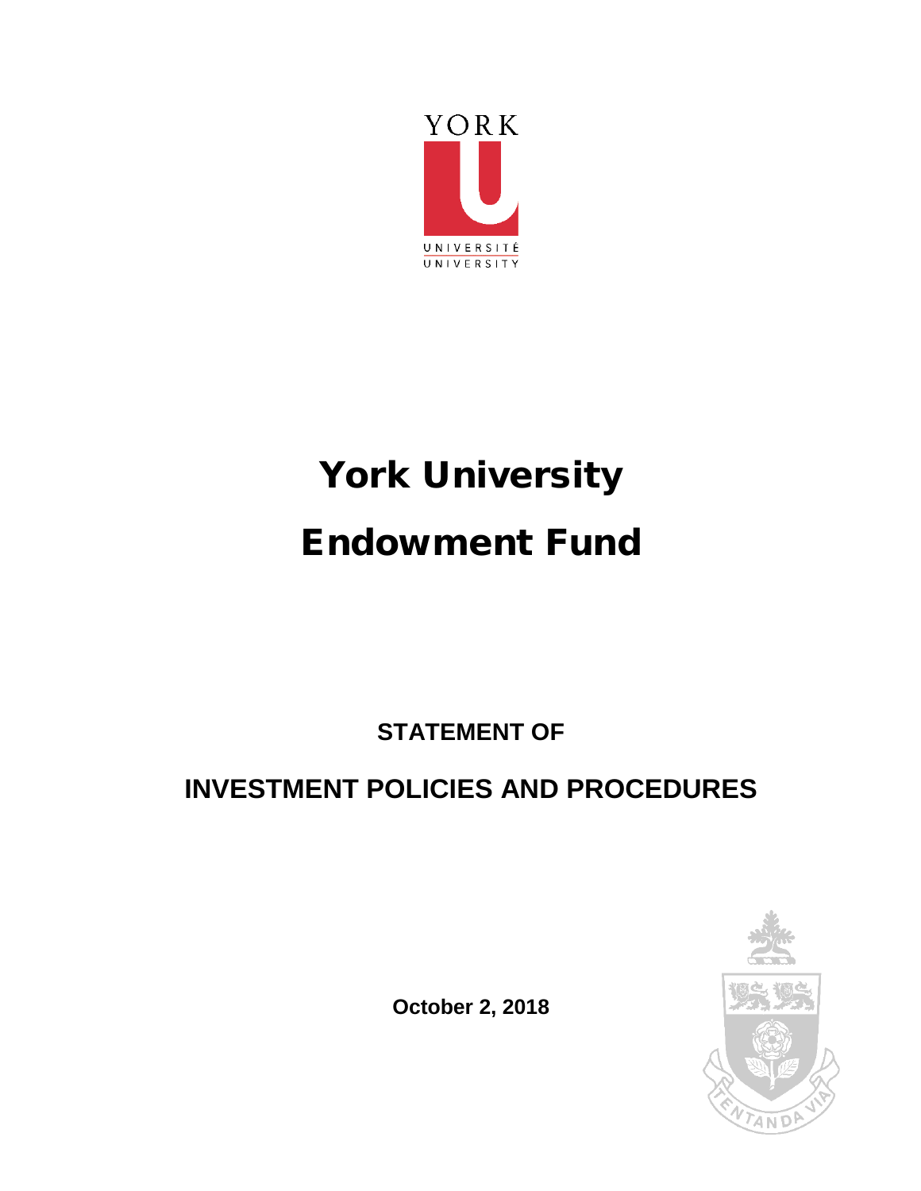YORK

UNIVERSITÉ
UNIVERSITY

# York University

# Endowment Fund

## STATEMENT OF

## INVESTMENT POLICIES AND PROCEDURES

**October 2, 2018**

TENTANDA VIA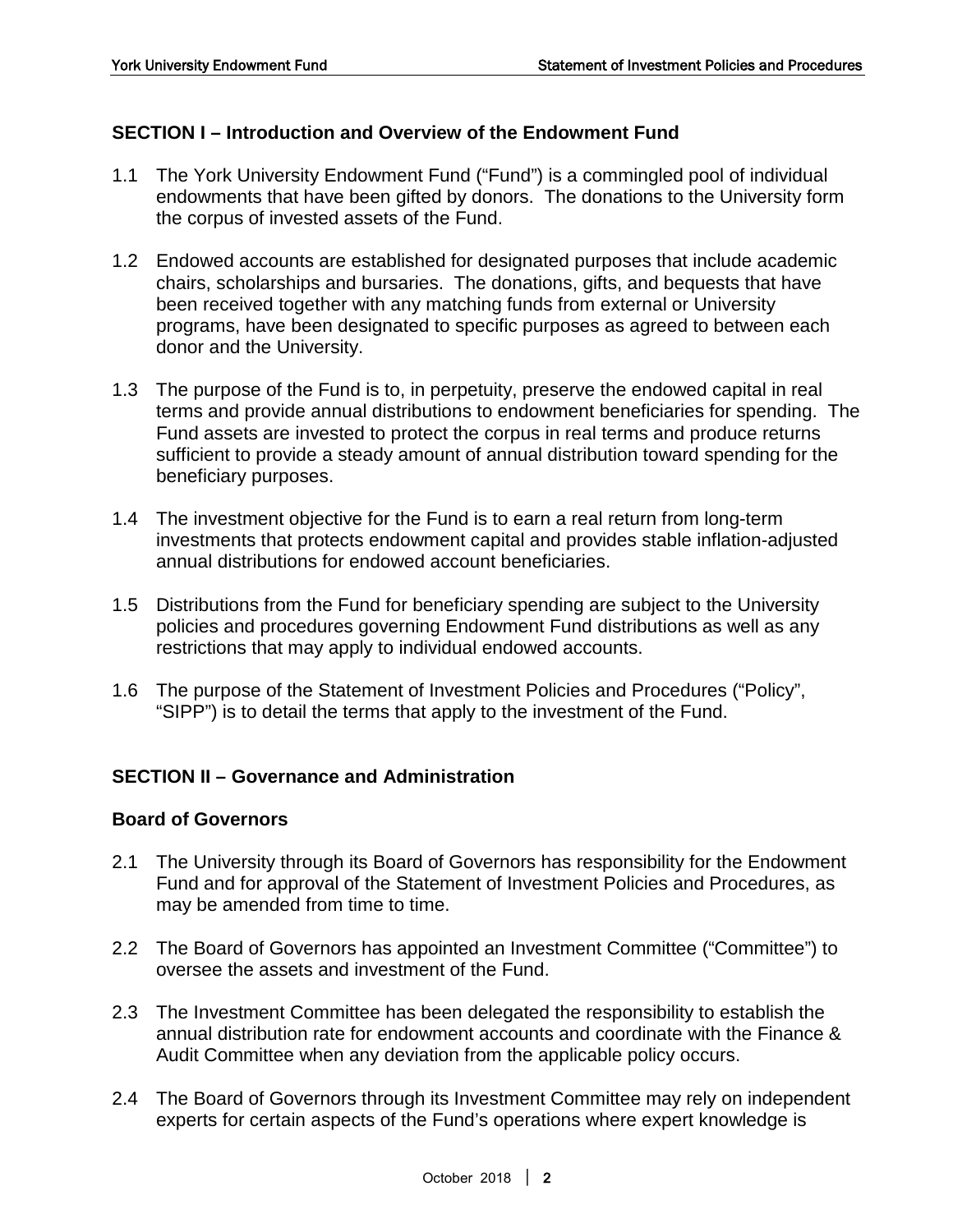## SECTION I – Introduction and Overview of the Endowment Fund

1.1 The York University Endowment Fund ("Fund") is a commingled pool of individual endowments that have been gifted by donors. The donations to the University form the corpus of invested assets of the Fund.

1.2 Endowed accounts are established for designated purposes that include academic chairs, scholarships and bursaries. The donations, gifts, and bequests that have been received together with any matching funds from external or University programs, have been designated to specific purposes as agreed to between each donor and the University.

1.3 The purpose of the Fund is to, in perpetuity, preserve the endowed capital in real terms and provide annual distributions to endowment beneficiaries for spending. The Fund assets are invested to protect the corpus in real terms and produce returns sufficient to provide a steady amount of annual distribution toward spending for the beneficiary purposes.

1.4 The investment objective for the Fund is to earn a real return from long-term investments that protects endowment capital and provides stable inflation-adjusted annual distributions for endowed account beneficiaries.

1.5 Distributions from the Fund for beneficiary spending are subject to the University policies and procedures governing Endowment Fund distributions as well as any restrictions that may apply to individual endowed accounts.

1.6 The purpose of the Statement of Investment Policies and Procedures ("Policy", "SIPP") is to detail the terms that apply to the investment of the Fund.

## SECTION II – Governance and Administration

### Board of Governors

2.1 The University through its Board of Governors has responsibility for the Endowment Fund and for approval of the Statement of Investment Policies and Procedures, as may be amended from time to time.

2.2 The Board of Governors has appointed an Investment Committee ("Committee") to oversee the assets and investment of the Fund.

2.3 The Investment Committee has been delegated the responsibility to establish the annual distribution rate for endowment accounts and coordinate with the Finance & Audit Committee when any deviation from the applicable policy occurs.

2.4 The Board of Governors through its Investment Committee may rely on independent experts for certain aspects of the Fund's operations where expert knowledge is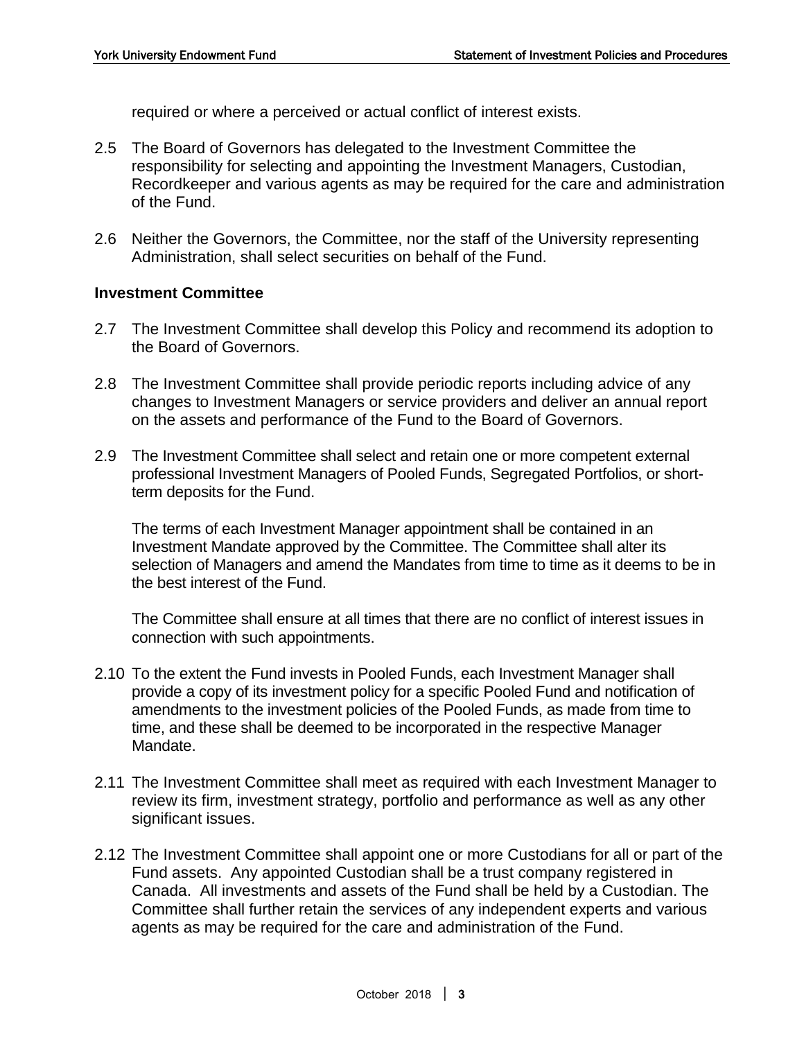required or where a perceived or actual conflict of interest exists.

2.5 The Board of Governors has delegated to the Investment Committee the responsibility for selecting and appointing the Investment Managers, Custodian, Recordkeeper and various agents as may be required for the care and administration of the Fund.

2.6 Neither the Governors, the Committee, nor the staff of the University representing Administration, shall select securities on behalf of the Fund.

**Investment Committee**

2.7 The Investment Committee shall develop this Policy and recommend its adoption to the Board of Governors.

2.8 The Investment Committee shall provide periodic reports including advice of any changes to Investment Managers or service providers and deliver an annual report on the assets and performance of the Fund to the Board of Governors.

2.9 The Investment Committee shall select and retain one or more competent external professional Investment Managers of Pooled Funds, Segregated Portfolios, or short-term deposits for the Fund.

The terms of each Investment Manager appointment shall be contained in an Investment Mandate approved by the Committee. The Committee shall alter its selection of Managers and amend the Mandates from time to time as it deems to be in the best interest of the Fund.

The Committee shall ensure at all times that there are no conflict of interest issues in connection with such appointments.

2.10 To the extent the Fund invests in Pooled Funds, each Investment Manager shall provide a copy of its investment policy for a specific Pooled Fund and notification of amendments to the investment policies of the Pooled Funds, as made from time to time, and these shall be deemed to be incorporated in the respective Manager Mandate.

2.11 The Investment Committee shall meet as required with each Investment Manager to review its firm, investment strategy, portfolio and performance as well as any other significant issues.

2.12 The Investment Committee shall appoint one or more Custodians for all or part of the Fund assets. Any appointed Custodian shall be a trust company registered in Canada. All investments and assets of the Fund shall be held by a Custodian. The Committee shall further retain the services of any independent experts and various agents as may be required for the care and administration of the Fund.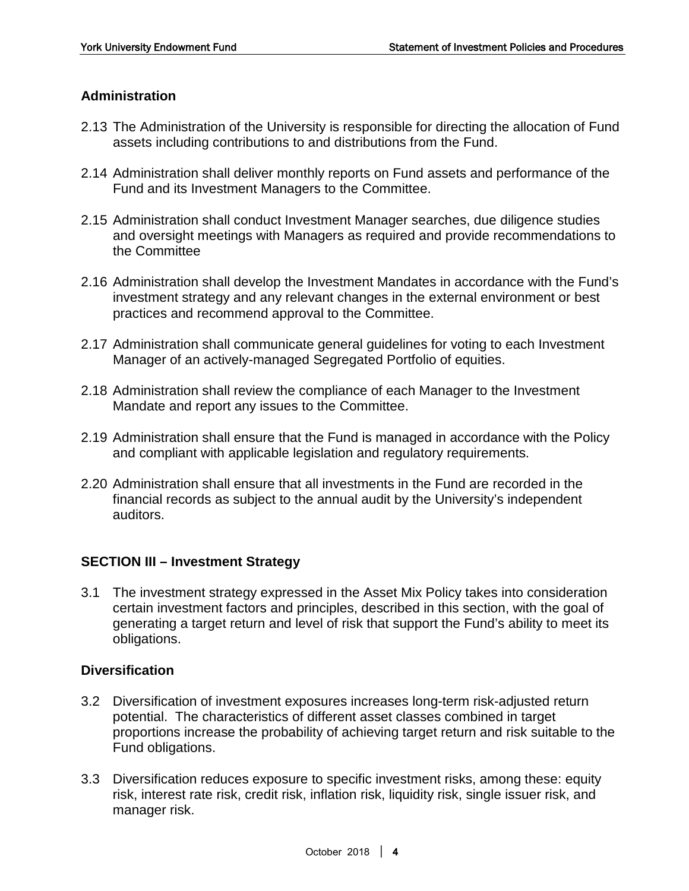### Administration

2.13 The Administration of the University is responsible for directing the allocation of Fund assets including contributions to and distributions from the Fund.

2.14 Administration shall deliver monthly reports on Fund assets and performance of the Fund and its Investment Managers to the Committee.

2.15 Administration shall conduct Investment Manager searches, due diligence studies and oversight meetings with Managers as required and provide recommendations to the Committee

2.16 Administration shall develop the Investment Mandates in accordance with the Fund's investment strategy and any relevant changes in the external environment or best practices and recommend approval to the Committee.

2.17 Administration shall communicate general guidelines for voting to each Investment Manager of an actively-managed Segregated Portfolio of equities.

2.18 Administration shall review the compliance of each Manager to the Investment Mandate and report any issues to the Committee.

2.19 Administration shall ensure that the Fund is managed in accordance with the Policy and compliant with applicable legislation and regulatory requirements.

2.20 Administration shall ensure that all investments in the Fund are recorded in the financial records as subject to the annual audit by the University's independent auditors.

## SECTION III – Investment Strategy

3.1 The investment strategy expressed in the Asset Mix Policy takes into consideration certain investment factors and principles, described in this section, with the goal of generating a target return and level of risk that support the Fund's ability to meet its obligations.

### Diversification

3.2 Diversification of investment exposures increases long-term risk-adjusted return potential. The characteristics of different asset classes combined in target proportions increase the probability of achieving target return and risk suitable to the Fund obligations.

3.3 Diversification reduces exposure to specific investment risks, among these: equity risk, interest rate risk, credit risk, inflation risk, liquidity risk, single issuer risk, and manager risk.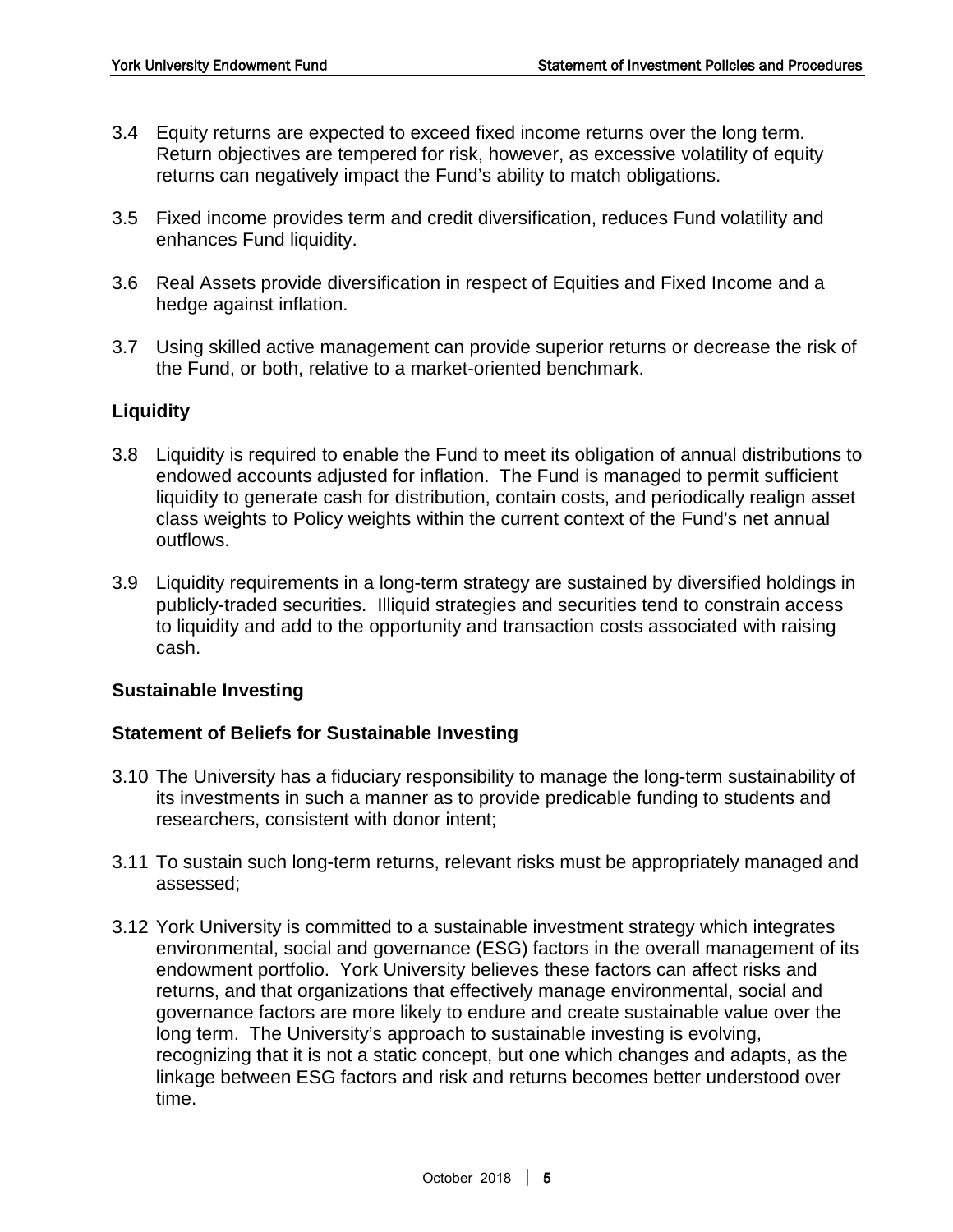3.4 Equity returns are expected to exceed fixed income returns over the long term. Return objectives are tempered for risk, however, as excessive volatility of equity returns can negatively impact the Fund's ability to match obligations.

3.5 Fixed income provides term and credit diversification, reduces Fund volatility and enhances Fund liquidity.

3.6 Real Assets provide diversification in respect of Equities and Fixed Income and a hedge against inflation.

3.7 Using skilled active management can provide superior returns or decrease the risk of the Fund, or both, relative to a market-oriented benchmark.

### Liquidity

3.8 Liquidity is required to enable the Fund to meet its obligation of annual distributions to endowed accounts adjusted for inflation. The Fund is managed to permit sufficient liquidity to generate cash for distribution, contain costs, and periodically realign asset class weights to Policy weights within the current context of the Fund's net annual outflows.

3.9 Liquidity requirements in a long-term strategy are sustained by diversified holdings in publicly-traded securities. Illiquid strategies and securities tend to constrain access to liquidity and add to the opportunity and transaction costs associated with raising cash.

### Sustainable Investing

### Statement of Beliefs for Sustainable Investing

3.10 The University has a fiduciary responsibility to manage the long-term sustainability of its investments in such a manner as to provide predicable funding to students and researchers, consistent with donor intent;

3.11 To sustain such long-term returns, relevant risks must be appropriately managed and assessed;

3.12 York University is committed to a sustainable investment strategy which integrates environmental, social and governance (ESG) factors in the overall management of its endowment portfolio. York University believes these factors can affect risks and returns, and that organizations that effectively manage environmental, social and governance factors are more likely to endure and create sustainable value over the long term. The University's approach to sustainable investing is evolving, recognizing that it is not a static concept, but one which changes and adapts, as the linkage between ESG factors and risk and returns becomes better understood over time.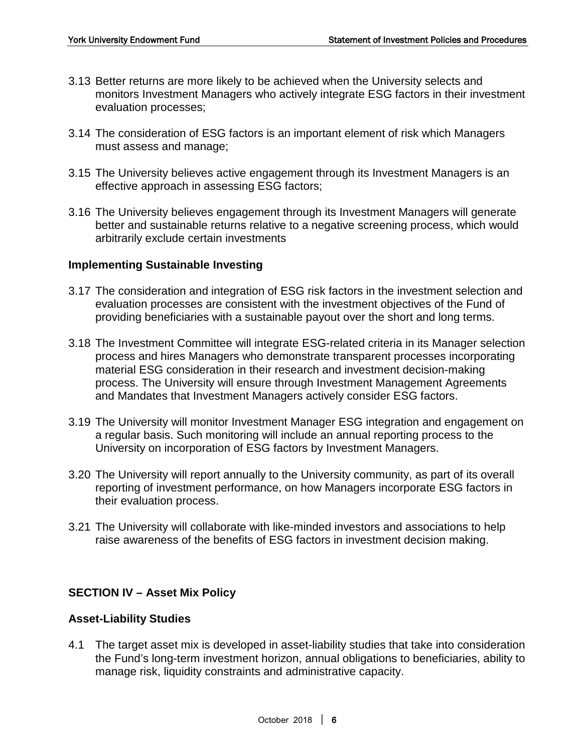3.13 Better returns are more likely to be achieved when the University selects and monitors Investment Managers who actively integrate ESG factors in their investment evaluation processes;

3.14 The consideration of ESG factors is an important element of risk which Managers must assess and manage;

3.15 The University believes active engagement through its Investment Managers is an effective approach in assessing ESG factors;

3.16 The University believes engagement through its Investment Managers will generate better and sustainable returns relative to a negative screening process, which would arbitrarily exclude certain investments

### Implementing Sustainable Investing

3.17 The consideration and integration of ESG risk factors in the investment selection and evaluation processes are consistent with the investment objectives of the Fund of providing beneficiaries with a sustainable payout over the short and long terms.

3.18 The Investment Committee will integrate ESG-related criteria in its Manager selection process and hires Managers who demonstrate transparent processes incorporating material ESG consideration in their research and investment decision-making process. The University will ensure through Investment Management Agreements and Mandates that Investment Managers actively consider ESG factors.

3.19 The University will monitor Investment Manager ESG integration and engagement on a regular basis. Such monitoring will include an annual reporting process to the University on incorporation of ESG factors by Investment Managers.

3.20 The University will report annually to the University community, as part of its overall reporting of investment performance, on how Managers incorporate ESG factors in their evaluation process.

3.21 The University will collaborate with like-minded investors and associations to help raise awareness of the benefits of ESG factors in investment decision making.

## SECTION IV – Asset Mix Policy

### Asset-Liability Studies

4.1 The target asset mix is developed in asset-liability studies that take into consideration the Fund's long-term investment horizon, annual obligations to beneficiaries, ability to manage risk, liquidity constraints and administrative capacity.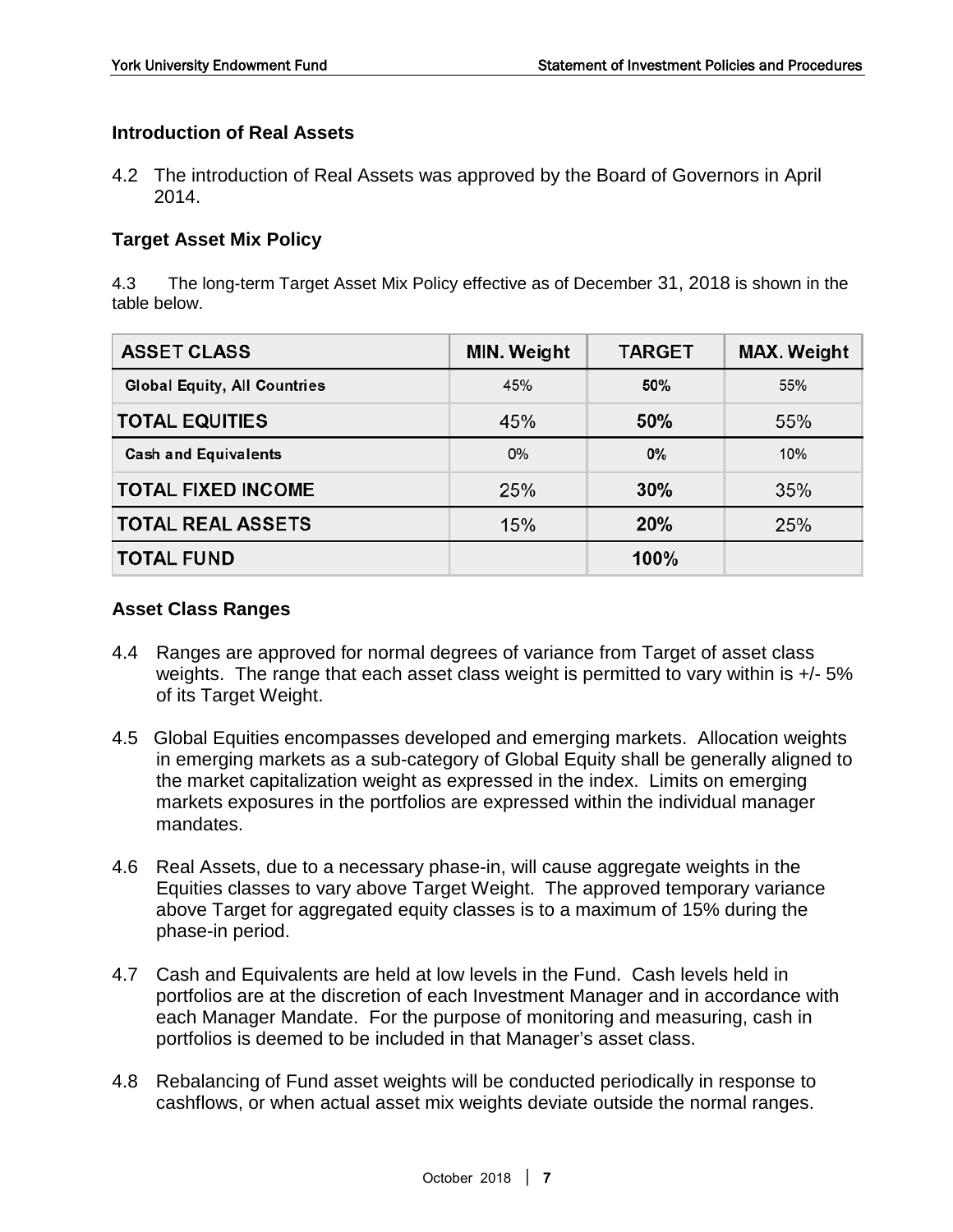### Introduction of Real Assets

4.2 The introduction of Real Assets was approved by the Board of Governors in April 2014.

### Target Asset Mix Policy

4.3 The long-term Target Asset Mix Policy effective as of December 31, 2018 is shown in the table below.

| ASSET CLASS | MIN. Weight | TARGET | MAX. Weight |
|---|---|---|---|
| Global Equity, All Countries | 45% | **50%** | 55% |
| **TOTAL EQUITIES** | 45% | **50%** | 55% |
| Cash and Equivalents | 0% | **0%** | 10% |
| **TOTAL FIXED INCOME** | 25% | **30%** | 35% |
| **TOTAL REAL ASSETS** | 15% | **20%** | 25% |
| **TOTAL FUND** | | **100%** | |

### Asset Class Ranges

4.4 Ranges are approved for normal degrees of variance from Target of asset class weights. The range that each asset class weight is permitted to vary within is +/- 5% of its Target Weight.

4.5 Global Equities encompasses developed and emerging markets. Allocation weights in emerging markets as a sub-category of Global Equity shall be generally aligned to the market capitalization weight as expressed in the index. Limits on emerging markets exposures in the portfolios are expressed within the individual manager mandates.

4.6 Real Assets, due to a necessary phase-in, will cause aggregate weights in the Equities classes to vary above Target Weight. The approved temporary variance above Target for aggregated equity classes is to a maximum of 15% during the phase-in period.

4.7 Cash and Equivalents are held at low levels in the Fund. Cash levels held in portfolios are at the discretion of each Investment Manager and in accordance with each Manager Mandate. For the purpose of monitoring and measuring, cash in portfolios is deemed to be included in that Manager's asset class.

4.8 Rebalancing of Fund asset weights will be conducted periodically in response to cashflows, or when actual asset mix weights deviate outside the normal ranges.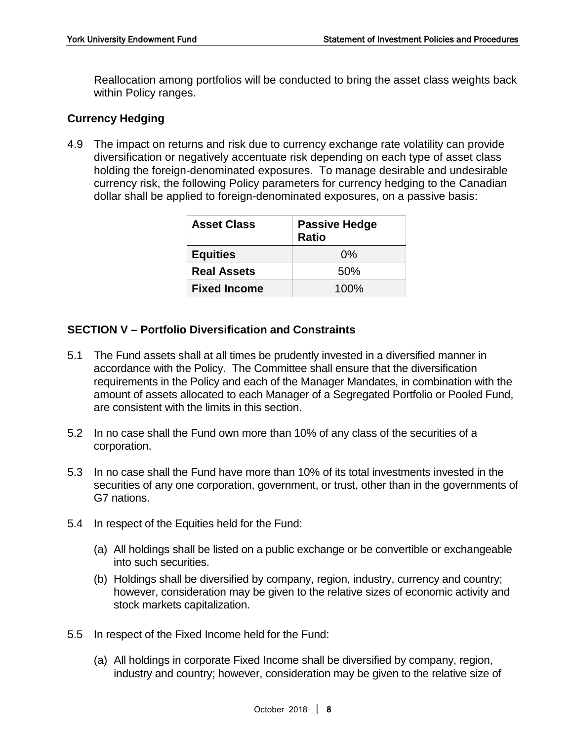Reallocation among portfolios will be conducted to bring the asset class weights back within Policy ranges.

**Currency Hedging**

4.9 The impact on returns and risk due to currency exchange rate volatility can provide diversification or negatively accentuate risk depending on each type of asset class holding the foreign-denominated exposures. To manage desirable and undesirable currency risk, the following Policy parameters for currency hedging to the Canadian dollar shall be applied to foreign-denominated exposures, on a passive basis:

| Asset Class | Passive Hedge Ratio |
|---|---|
| **Equities** | 0% |
| **Real Assets** | 50% |
| **Fixed Income** | 100% |

## SECTION V – Portfolio Diversification and Constraints

5.1 The Fund assets shall at all times be prudently invested in a diversified manner in accordance with the Policy. The Committee shall ensure that the diversification requirements in the Policy and each of the Manager Mandates, in combination with the amount of assets allocated to each Manager of a Segregated Portfolio or Pooled Fund, are consistent with the limits in this section.

5.2 In no case shall the Fund own more than 10% of any class of the securities of a corporation.

5.3 In no case shall the Fund have more than 10% of its total investments invested in the securities of any one corporation, government, or trust, other than in the governments of G7 nations.

5.4 In respect of the Equities held for the Fund:

(a) All holdings shall be listed on a public exchange or be convertible or exchangeable into such securities.

(b) Holdings shall be diversified by company, region, industry, currency and country; however, consideration may be given to the relative sizes of economic activity and stock markets capitalization.

5.5 In respect of the Fixed Income held for the Fund:

(a) All holdings in corporate Fixed Income shall be diversified by company, region, industry and country; however, consideration may be given to the relative size of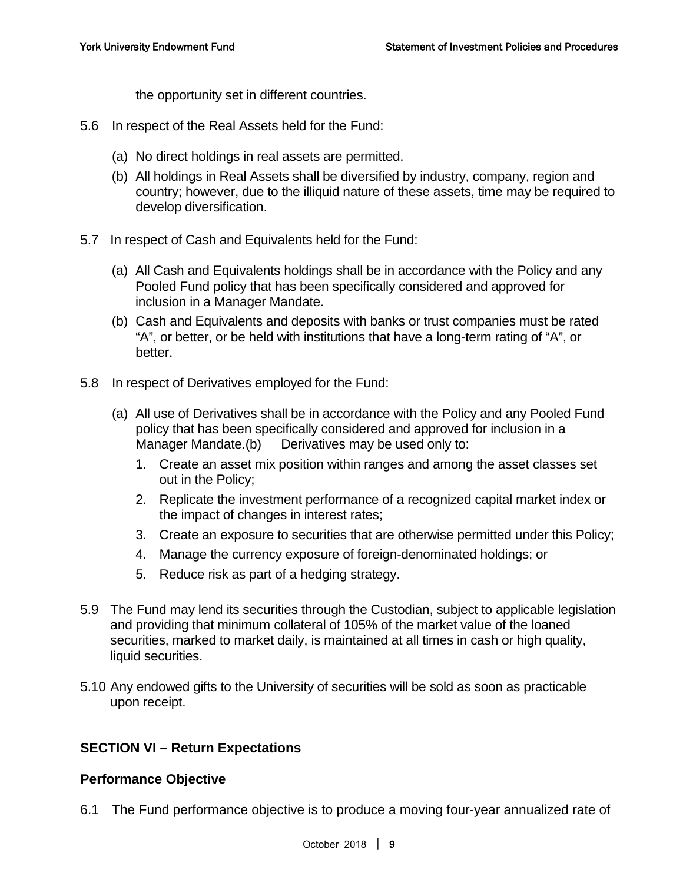the opportunity set in different countries.

5.6 In respect of the Real Assets held for the Fund:

(a) No direct holdings in real assets are permitted.

(b) All holdings in Real Assets shall be diversified by industry, company, region and country; however, due to the illiquid nature of these assets, time may be required to develop diversification.

5.7 In respect of Cash and Equivalents held for the Fund:

(a) All Cash and Equivalents holdings shall be in accordance with the Policy and any Pooled Fund policy that has been specifically considered and approved for inclusion in a Manager Mandate.

(b) Cash and Equivalents and deposits with banks or trust companies must be rated “A”, or better, or be held with institutions that have a long-term rating of “A”, or better.

5.8 In respect of Derivatives employed for the Fund:

(a) All use of Derivatives shall be in accordance with the Policy and any Pooled Fund policy that has been specifically considered and approved for inclusion in a Manager Mandate.(b) Derivatives may be used only to:

1. Create an asset mix position within ranges and among the asset classes set out in the Policy;
2. Replicate the investment performance of a recognized capital market index or the impact of changes in interest rates;
3. Create an exposure to securities that are otherwise permitted under this Policy;
4. Manage the currency exposure of foreign-denominated holdings; or
5. Reduce risk as part of a hedging strategy.

5.9 The Fund may lend its securities through the Custodian, subject to applicable legislation and providing that minimum collateral of 105% of the market value of the loaned securities, marked to market daily, is maintained at all times in cash or high quality, liquid securities.

5.10 Any endowed gifts to the University of securities will be sold as soon as practicable upon receipt.

## SECTION VI – Return Expectations

### Performance Objective

6.1 The Fund performance objective is to produce a moving four-year annualized rate of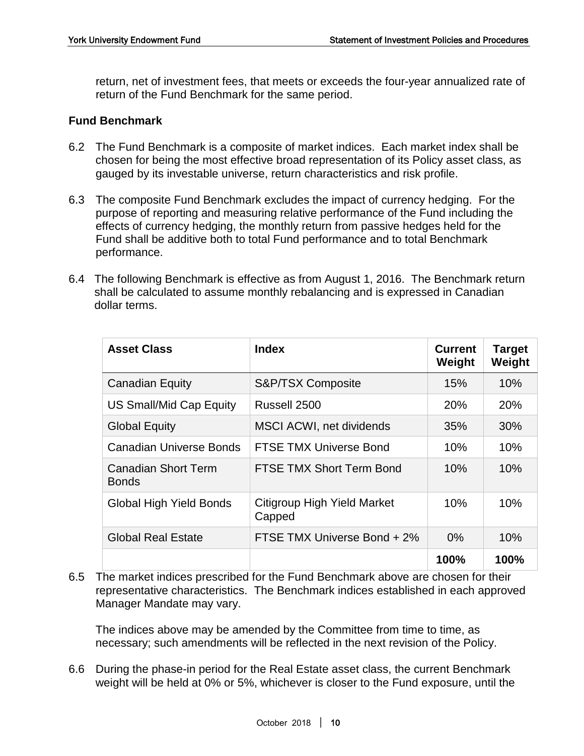return, net of investment fees, that meets or exceeds the four-year annualized rate of return of the Fund Benchmark for the same period.

**Fund Benchmark**

6.2 The Fund Benchmark is a composite of market indices. Each market index shall be chosen for being the most effective broad representation of its Policy asset class, as gauged by its investable universe, return characteristics and risk profile.

6.3 The composite Fund Benchmark excludes the impact of currency hedging. For the purpose of reporting and measuring relative performance of the Fund including the effects of currency hedging, the monthly return from passive hedges held for the Fund shall be additive both to total Fund performance and to total Benchmark performance.

6.4 The following Benchmark is effective as from August 1, 2016. The Benchmark return shall be calculated to assume monthly rebalancing and is expressed in Canadian dollar terms.

| Asset Class | Index | Current Weight | Target Weight |
|---|---|---|---|
| Canadian Equity | S&P/TSX Composite | 15% | 10% |
| US Small/Mid Cap Equity | Russell 2500 | 20% | 20% |
| Global Equity | MSCI ACWI, net dividends | 35% | 30% |
| Canadian Universe Bonds | FTSE TMX Universe Bond | 10% | 10% |
| Canadian Short Term Bonds | FTSE TMX Short Term Bond | 10% | 10% |
| Global High Yield Bonds | Citigroup High Yield Market Capped | 10% | 10% |
| Global Real Estate | FTSE TMX Universe Bond + 2% | 0% | 10% |
| | | **100%** | **100%** |

6.5 The market indices prescribed for the Fund Benchmark above are chosen for their representative characteristics. The Benchmark indices established in each approved Manager Mandate may vary.

The indices above may be amended by the Committee from time to time, as necessary; such amendments will be reflected in the next revision of the Policy.

6.6 During the phase-in period for the Real Estate asset class, the current Benchmark weight will be held at 0% or 5%, whichever is closer to the Fund exposure, until the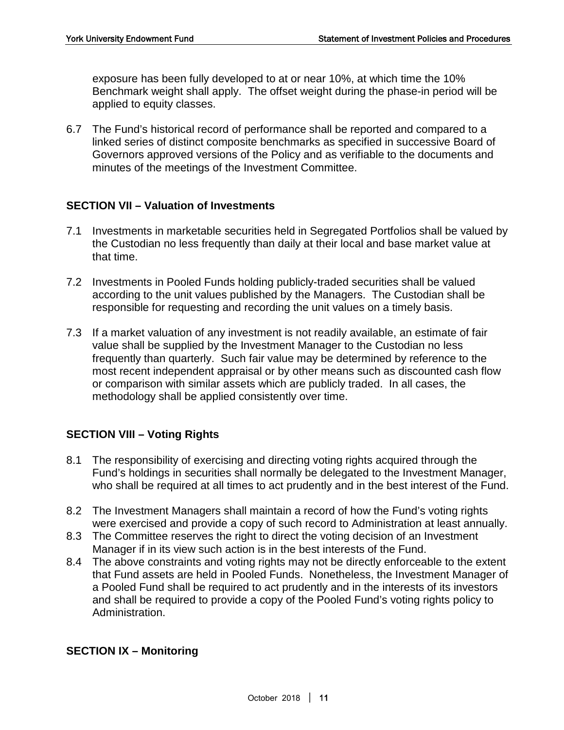exposure has been fully developed to at or near 10%, at which time the 10% Benchmark weight shall apply. The offset weight during the phase-in period will be applied to equity classes.

6.7 The Fund's historical record of performance shall be reported and compared to a linked series of distinct composite benchmarks as specified in successive Board of Governors approved versions of the Policy and as verifiable to the documents and minutes of the meetings of the Investment Committee.

## SECTION VII – Valuation of Investments

7.1 Investments in marketable securities held in Segregated Portfolios shall be valued by the Custodian no less frequently than daily at their local and base market value at that time.

7.2 Investments in Pooled Funds holding publicly-traded securities shall be valued according to the unit values published by the Managers. The Custodian shall be responsible for requesting and recording the unit values on a timely basis.

7.3 If a market valuation of any investment is not readily available, an estimate of fair value shall be supplied by the Investment Manager to the Custodian no less frequently than quarterly. Such fair value may be determined by reference to the most recent independent appraisal or by other means such as discounted cash flow or comparison with similar assets which are publicly traded. In all cases, the methodology shall be applied consistently over time.

## SECTION VIII – Voting Rights

8.1 The responsibility of exercising and directing voting rights acquired through the Fund's holdings in securities shall normally be delegated to the Investment Manager, who shall be required at all times to act prudently and in the best interest of the Fund.

8.2 The Investment Managers shall maintain a record of how the Fund's voting rights were exercised and provide a copy of such record to Administration at least annually.

8.3 The Committee reserves the right to direct the voting decision of an Investment Manager if in its view such action is in the best interests of the Fund.

8.4 The above constraints and voting rights may not be directly enforceable to the extent that Fund assets are held in Pooled Funds. Nonetheless, the Investment Manager of a Pooled Fund shall be required to act prudently and in the interests of its investors and shall be required to provide a copy of the Pooled Fund's voting rights policy to Administration.

## SECTION IX – Monitoring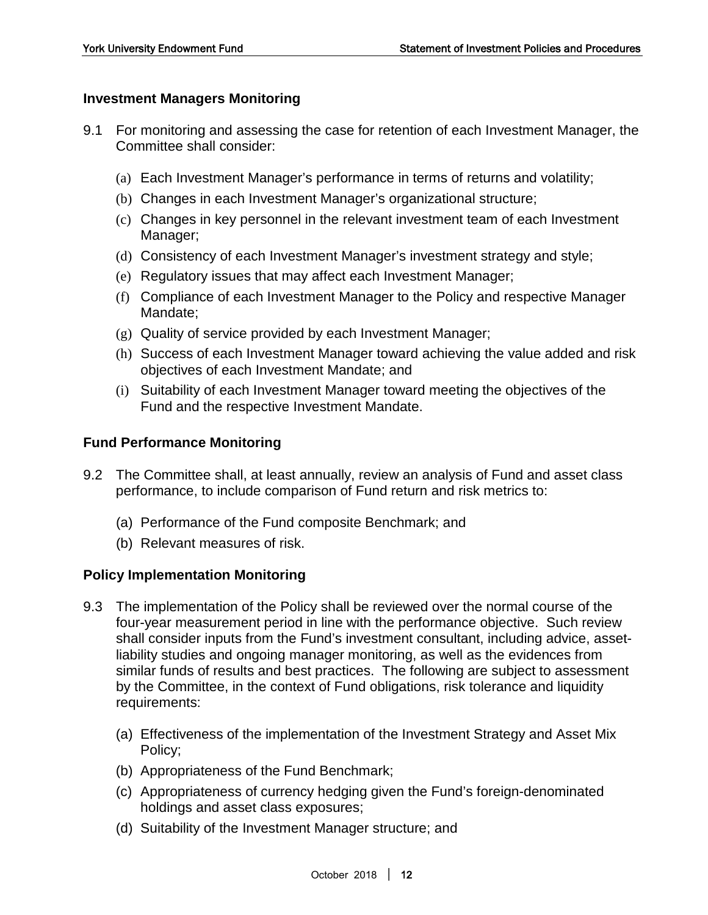### Investment Managers Monitoring

9.1 For monitoring and assessing the case for retention of each Investment Manager, the Committee shall consider:

(a) Each Investment Manager's performance in terms of returns and volatility;

(b) Changes in each Investment Manager's organizational structure;

(c) Changes in key personnel in the relevant investment team of each Investment Manager;

(d) Consistency of each Investment Manager's investment strategy and style;

(e) Regulatory issues that may affect each Investment Manager;

(f) Compliance of each Investment Manager to the Policy and respective Manager Mandate;

(g) Quality of service provided by each Investment Manager;

(h) Success of each Investment Manager toward achieving the value added and risk objectives of each Investment Mandate; and

(i) Suitability of each Investment Manager toward meeting the objectives of the Fund and the respective Investment Mandate.

### Fund Performance Monitoring

9.2 The Committee shall, at least annually, review an analysis of Fund and asset class performance, to include comparison of Fund return and risk metrics to:

(a) Performance of the Fund composite Benchmark; and

(b) Relevant measures of risk.

### Policy Implementation Monitoring

9.3 The implementation of the Policy shall be reviewed over the normal course of the four-year measurement period in line with the performance objective. Such review shall consider inputs from the Fund's investment consultant, including advice, asset-liability studies and ongoing manager monitoring, as well as the evidences from similar funds of results and best practices. The following are subject to assessment by the Committee, in the context of Fund obligations, risk tolerance and liquidity requirements:

(a) Effectiveness of the implementation of the Investment Strategy and Asset Mix Policy;

(b) Appropriateness of the Fund Benchmark;

(c) Appropriateness of currency hedging given the Fund's foreign-denominated holdings and asset class exposures;

(d) Suitability of the Investment Manager structure; and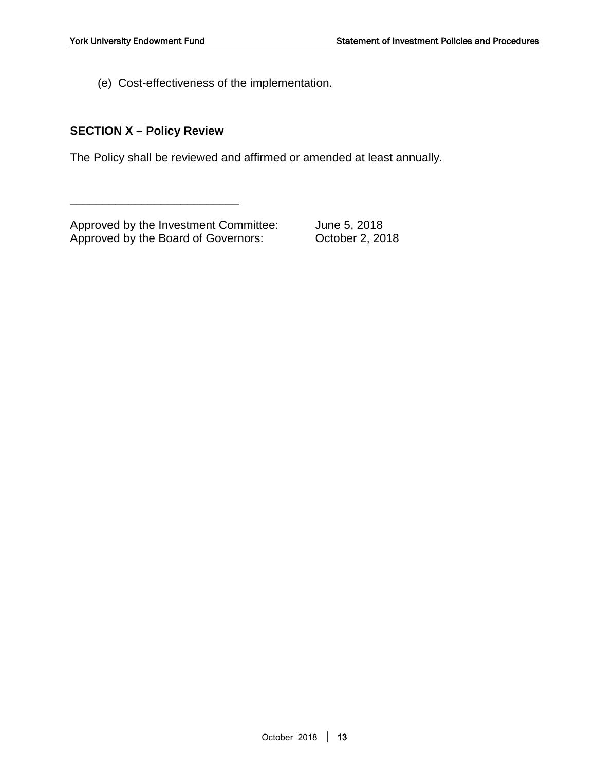(e) Cost-effectiveness of the implementation.

## SECTION X – Policy Review

The Policy shall be reviewed and affirmed or amended at least annually.

___________________________

| | |
|---|---|
| Approved by the Investment Committee: | June 5, 2018 |
| Approved by the Board of Governors: | October 2, 2018 |